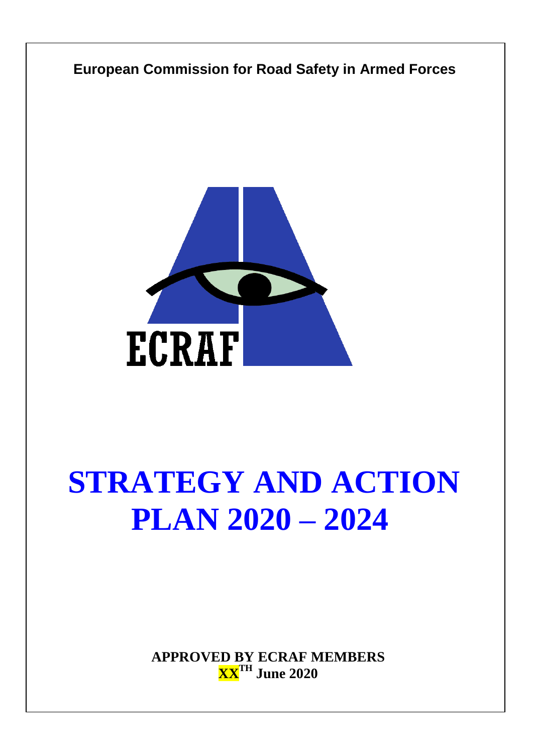**European Commission for Road Safety in Armed Forces**

ECRAF

# STRATEGY AND ACTION PLAN 2020 – 2024

**APPROVED BY ECRAF MEMBERS**
**XX$^{TH}$ June 2020**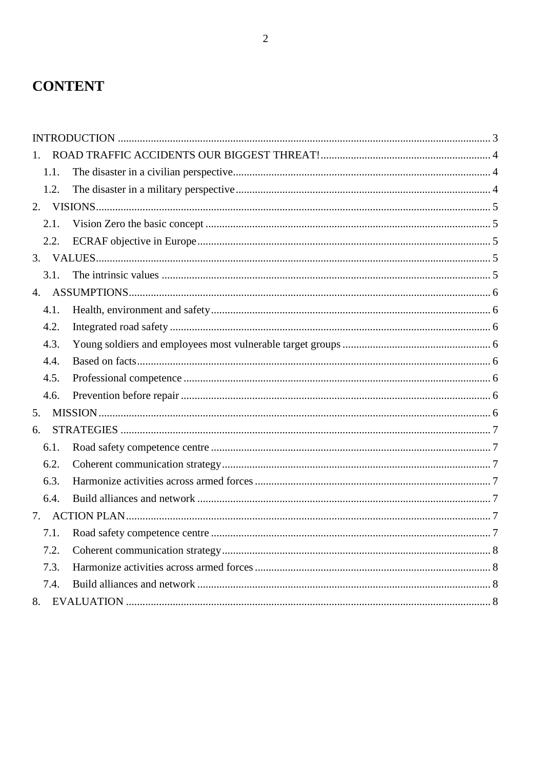# CONTENT

INTRODUCTION ........................................................................................................................ 3

1. ROAD TRAFFIC ACCIDENTS OUR BIGGEST THREAT! ............................................................. 4
   - 1.1. The disaster in a civilian perspective ............................................................................. 4
   - 1.2. The disaster in a military perspective ............................................................................ 4
2. VISIONS .............................................................................................................................. 5
   - 2.1. Vision Zero the basic concept ....................................................................................... 5
   - 2.2. ECRAF objective in Europe .......................................................................................... 5
3. VALUES .............................................................................................................................. 5
   - 3.1. The intrinsic values ....................................................................................................... 5
4. ASSUMPTIONS ................................................................................................................... 6
   - 4.1. Health, environment and safety ..................................................................................... 6
   - 4.2. Integrated road safety .................................................................................................... 6
   - 4.3. Young soldiers and employees most vulnerable target groups ...................................... 6
   - 4.4. Based on facts ................................................................................................................ 6
   - 4.5. Professional competence ............................................................................................... 6
   - 4.6. Prevention before repair ................................................................................................ 6
5. MISSION .............................................................................................................................. 6
6. STRATEGIES ...................................................................................................................... 7
   - 6.1. Road safety competence centre ..................................................................................... 7
   - 6.2. Coherent communication strategy ................................................................................. 7
   - 6.3. Harmonize activities across armed forces ..................................................................... 7
   - 6.4. Build alliances and network .......................................................................................... 7
7. ACTION PLAN .................................................................................................................... 7
   - 7.1. Road safety competence centre ..................................................................................... 7
   - 7.2. Coherent communication strategy ................................................................................. 8
   - 7.3. Harmonize activities across armed forces ..................................................................... 8
   - 7.4. Build alliances and network .......................................................................................... 8
8. EVALUATION ..................................................................................................................... 8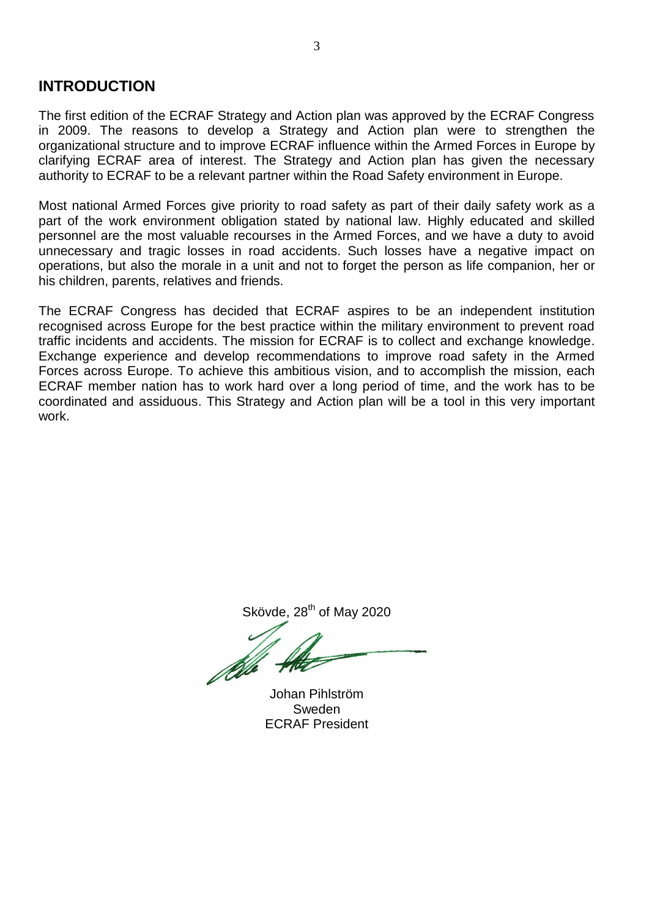## INTRODUCTION

The first edition of the ECRAF Strategy and Action plan was approved by the ECRAF Congress in 2009. The reasons to develop a Strategy and Action plan were to strengthen the organizational structure and to improve ECRAF influence within the Armed Forces in Europe by clarifying ECRAF area of interest. The Strategy and Action plan has given the necessary authority to ECRAF to be a relevant partner within the Road Safety environment in Europe.

Most national Armed Forces give priority to road safety as part of their daily safety work as a part of the work environment obligation stated by national law. Highly educated and skilled personnel are the most valuable recourses in the Armed Forces, and we have a duty to avoid unnecessary and tragic losses in road accidents. Such losses have a negative impact on operations, but also the morale in a unit and not to forget the person as life companion, her or his children, parents, relatives and friends.

The ECRAF Congress has decided that ECRAF aspires to be an independent institution recognised across Europe for the best practice within the military environment to prevent road traffic incidents and accidents. The mission for ECRAF is to collect and exchange knowledge. Exchange experience and develop recommendations to improve road safety in the Armed Forces across Europe. To achieve this ambitious vision, and to accomplish the mission, each ECRAF member nation has to work hard over a long period of time, and the work has to be coordinated and assiduous. This Strategy and Action plan will be a tool in this very important work.

Skövde, 28th of May 2020

Johan Pihlström
Sweden
ECRAF President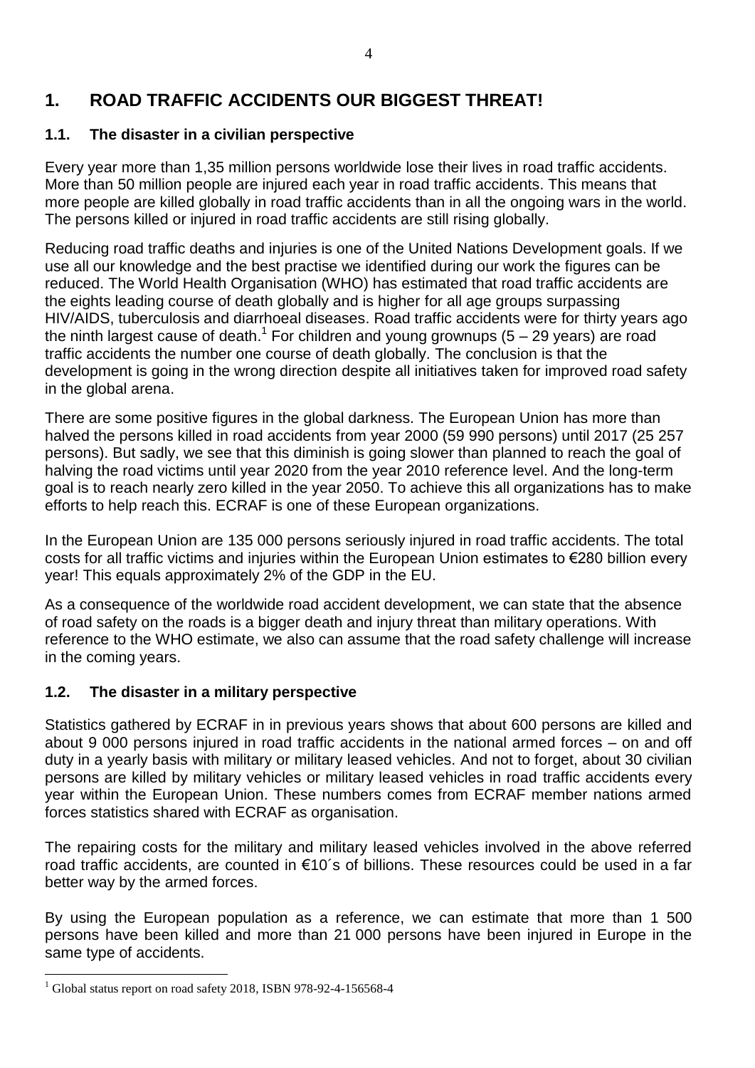# 1. ROAD TRAFFIC ACCIDENTS OUR BIGGEST THREAT!

## 1.1. The disaster in a civilian perspective

Every year more than 1,35 million persons worldwide lose their lives in road traffic accidents. More than 50 million people are injured each year in road traffic accidents. This means that more people are killed globally in road traffic accidents than in all the ongoing wars in the world. The persons killed or injured in road traffic accidents are still rising globally.

Reducing road traffic deaths and injuries is one of the United Nations Development goals. If we use all our knowledge and the best practise we identified during our work the figures can be reduced. The World Health Organisation (WHO) has estimated that road traffic accidents are the eights leading course of death globally and is higher for all age groups surpassing HIV/AIDS, tuberculosis and diarrhoeal diseases. Road traffic accidents were for thirty years ago the ninth largest cause of death.[1] For children and young grownups (5 – 29 years) are road traffic accidents the number one course of death globally. The conclusion is that the development is going in the wrong direction despite all initiatives taken for improved road safety in the global arena.

There are some positive figures in the global darkness. The European Union has more than halved the persons killed in road accidents from year 2000 (59 990 persons) until 2017 (25 257 persons). But sadly, we see that this diminish is going slower than planned to reach the goal of halving the road victims until year 2020 from the year 2010 reference level. And the long-term goal is to reach nearly zero killed in the year 2050. To achieve this all organizations has to make efforts to help reach this. ECRAF is one of these European organizations.

In the European Union are 135 000 persons seriously injured in road traffic accidents. The total costs for all traffic victims and injuries within the European Union estimates to €280 billion every year! This equals approximately 2% of the GDP in the EU.

As a consequence of the worldwide road accident development, we can state that the absence of road safety on the roads is a bigger death and injury threat than military operations. With reference to the WHO estimate, we also can assume that the road safety challenge will increase in the coming years.

## 1.2. The disaster in a military perspective

Statistics gathered by ECRAF in in previous years shows that about 600 persons are killed and about 9 000 persons injured in road traffic accidents in the national armed forces – on and off duty in a yearly basis with military or military leased vehicles. And not to forget, about 30 civilian persons are killed by military vehicles or military leased vehicles in road traffic accidents every year within the European Union. These numbers comes from ECRAF member nations armed forces statistics shared with ECRAF as organisation.

The repairing costs for the military and military leased vehicles involved in the above referred road traffic accidents, are counted in €10´s of billions. These resources could be used in a far better way by the armed forces.

By using the European population as a reference, we can estimate that more than 1 500 persons have been killed and more than 21 000 persons have been injured in Europe in the same type of accidents.

---

[1] Global status report on road safety 2018, ISBN 978-92-4-156568-4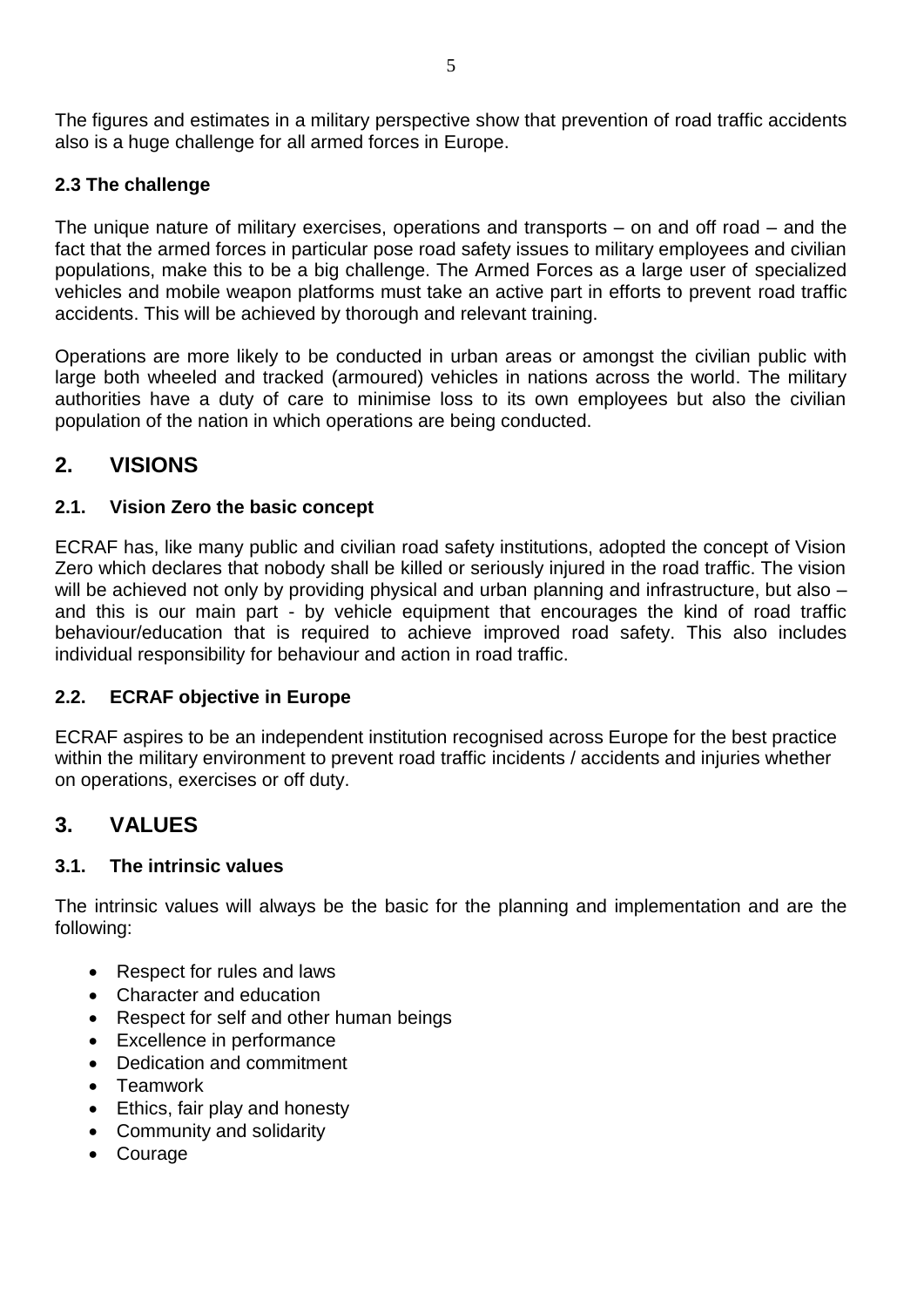The figures and estimates in a military perspective show that prevention of road traffic accidents also is a huge challenge for all armed forces in Europe.

### 2.3 The challenge

The unique nature of military exercises, operations and transports – on and off road – and the fact that the armed forces in particular pose road safety issues to military employees and civilian populations, make this to be a big challenge. The Armed Forces as a large user of specialized vehicles and mobile weapon platforms must take an active part in efforts to prevent road traffic accidents. This will be achieved by thorough and relevant training.

Operations are more likely to be conducted in urban areas or amongst the civilian public with large both wheeled and tracked (armoured) vehicles in nations across the world. The military authorities have a duty of care to minimise loss to its own employees but also the civilian population of the nation in which operations are being conducted.

## 2. VISIONS

### 2.1. Vision Zero the basic concept

ECRAF has, like many public and civilian road safety institutions, adopted the concept of Vision Zero which declares that nobody shall be killed or seriously injured in the road traffic. The vision will be achieved not only by providing physical and urban planning and infrastructure, but also – and this is our main part - by vehicle equipment that encourages the kind of road traffic behaviour/education that is required to achieve improved road safety. This also includes individual responsibility for behaviour and action in road traffic.

### 2.2. ECRAF objective in Europe

ECRAF aspires to be an independent institution recognised across Europe for the best practice within the military environment to prevent road traffic incidents / accidents and injuries whether on operations, exercises or off duty.

## 3. VALUES

### 3.1. The intrinsic values

The intrinsic values will always be the basic for the planning and implementation and are the following:

- Respect for rules and laws
- Character and education
- Respect for self and other human beings
- Excellence in performance
- Dedication and commitment
- Teamwork
- Ethics, fair play and honesty
- Community and solidarity
- Courage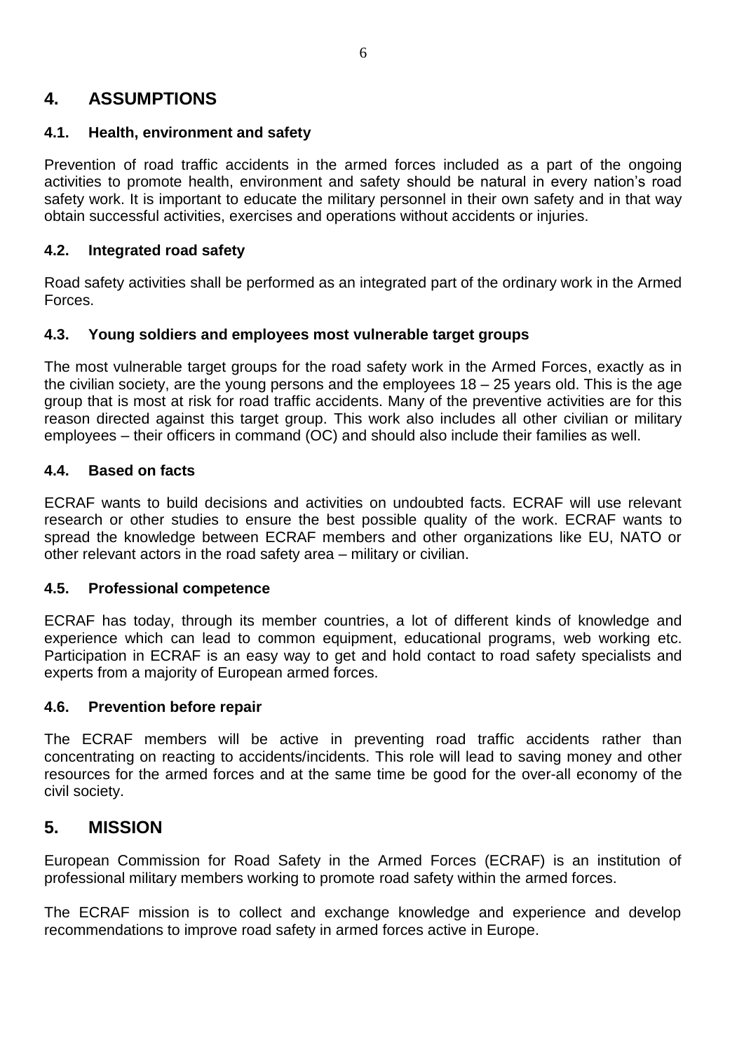# 4. ASSUMPTIONS

## 4.1. Health, environment and safety

Prevention of road traffic accidents in the armed forces included as a part of the ongoing activities to promote health, environment and safety should be natural in every nation's road safety work. It is important to educate the military personnel in their own safety and in that way obtain successful activities, exercises and operations without accidents or injuries.

## 4.2. Integrated road safety

Road safety activities shall be performed as an integrated part of the ordinary work in the Armed Forces.

## 4.3. Young soldiers and employees most vulnerable target groups

The most vulnerable target groups for the road safety work in the Armed Forces, exactly as in the civilian society, are the young persons and the employees 18 – 25 years old. This is the age group that is most at risk for road traffic accidents. Many of the preventive activities are for this reason directed against this target group. This work also includes all other civilian or military employees – their officers in command (OC) and should also include their families as well.

## 4.4. Based on facts

ECRAF wants to build decisions and activities on undoubted facts. ECRAF will use relevant research or other studies to ensure the best possible quality of the work. ECRAF wants to spread the knowledge between ECRAF members and other organizations like EU, NATO or other relevant actors in the road safety area – military or civilian.

## 4.5. Professional competence

ECRAF has today, through its member countries, a lot of different kinds of knowledge and experience which can lead to common equipment, educational programs, web working etc. Participation in ECRAF is an easy way to get and hold contact to road safety specialists and experts from a majority of European armed forces.

## 4.6. Prevention before repair

The ECRAF members will be active in preventing road traffic accidents rather than concentrating on reacting to accidents/incidents. This role will lead to saving money and other resources for the armed forces and at the same time be good for the over-all economy of the civil society.

# 5. MISSION

European Commission for Road Safety in the Armed Forces (ECRAF) is an institution of professional military members working to promote road safety within the armed forces.

The ECRAF mission is to collect and exchange knowledge and experience and develop recommendations to improve road safety in armed forces active in Europe.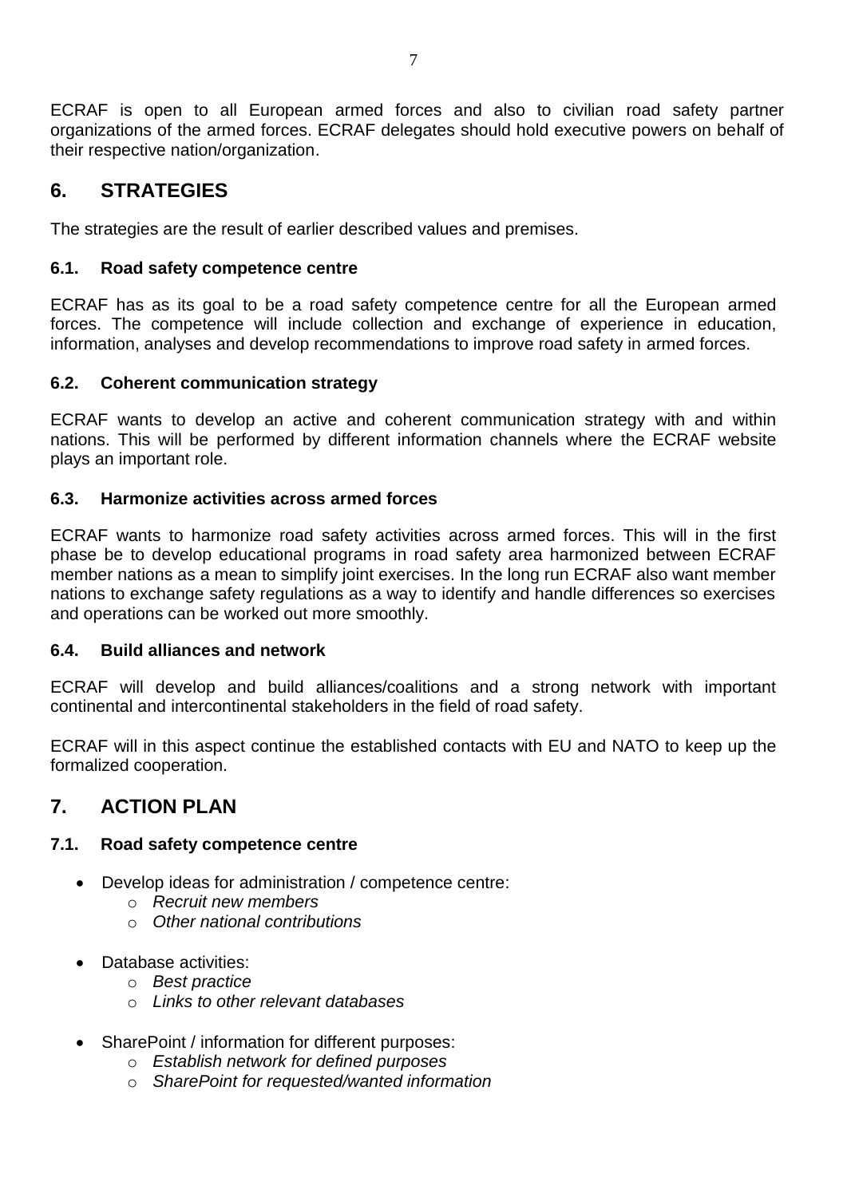ECRAF is open to all European armed forces and also to civilian road safety partner organizations of the armed forces. ECRAF delegates should hold executive powers on behalf of their respective nation/organization.

## 6. STRATEGIES

The strategies are the result of earlier described values and premises.

### 6.1. Road safety competence centre

ECRAF has as its goal to be a road safety competence centre for all the European armed forces. The competence will include collection and exchange of experience in education, information, analyses and develop recommendations to improve road safety in armed forces.

### 6.2. Coherent communication strategy

ECRAF wants to develop an active and coherent communication strategy with and within nations. This will be performed by different information channels where the ECRAF website plays an important role.

### 6.3. Harmonize activities across armed forces

ECRAF wants to harmonize road safety activities across armed forces. This will in the first phase be to develop educational programs in road safety area harmonized between ECRAF member nations as a mean to simplify joint exercises. In the long run ECRAF also want member nations to exchange safety regulations as a way to identify and handle differences so exercises and operations can be worked out more smoothly.

### 6.4. Build alliances and network

ECRAF will develop and build alliances/coalitions and a strong network with important continental and intercontinental stakeholders in the field of road safety.

ECRAF will in this aspect continue the established contacts with EU and NATO to keep up the formalized cooperation.

## 7. ACTION PLAN

### 7.1. Road safety competence centre

- Develop ideas for administration / competence centre:
  - *Recruit new members*
  - *Other national contributions*

- Database activities:
  - *Best practice*
  - *Links to other relevant databases*

- SharePoint / information for different purposes:
  - *Establish network for defined purposes*
  - *SharePoint for requested/wanted information*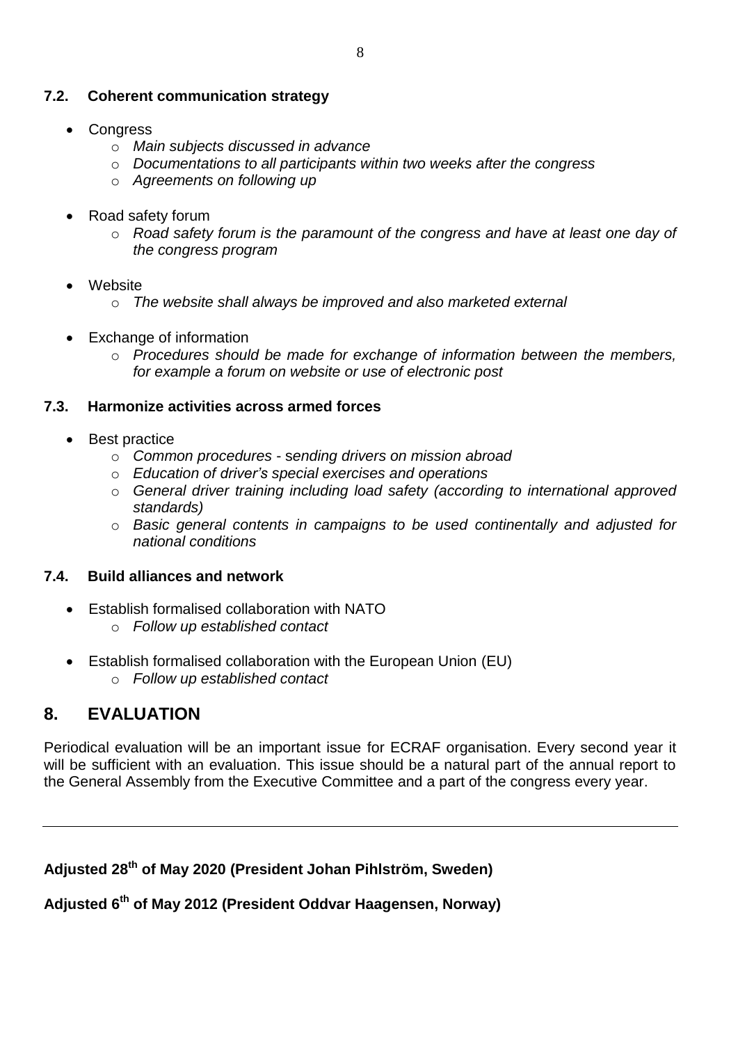### 7.2. Coherent communication strategy

- Congress
  - *Main subjects discussed in advance*
  - *Documentations to all participants within two weeks after the congress*
  - *Agreements on following up*

- Road safety forum
  - *Road safety forum is the paramount of the congress and have at least one day of the congress program*

- Website
  - *The website shall always be improved and also marketed external*

- Exchange of information
  - *Procedures should be made for exchange of information between the members, for example a forum on website or use of electronic post*

### 7.3. Harmonize activities across armed forces

- Best practice
  - *Common procedures - sending drivers on mission abroad*
  - *Education of driver's special exercises and operations*
  - *General driver training including load safety (according to international approved standards)*
  - *Basic general contents in campaigns to be used continentally and adjusted for national conditions*

### 7.4. Build alliances and network

- Establish formalised collaboration with NATO
  - *Follow up established contact*

- Establish formalised collaboration with the European Union (EU)
  - *Follow up established contact*

## 8. EVALUATION

Periodical evaluation will be an important issue for ECRAF organisation. Every second year it will be sufficient with an evaluation. This issue should be a natural part of the annual report to the General Assembly from the Executive Committee and a part of the congress every year.

---

**Adjusted 28th of May 2020 (President Johan Pihlström, Sweden)**

**Adjusted 6th of May 2012 (President Oddvar Haagensen, Norway)**